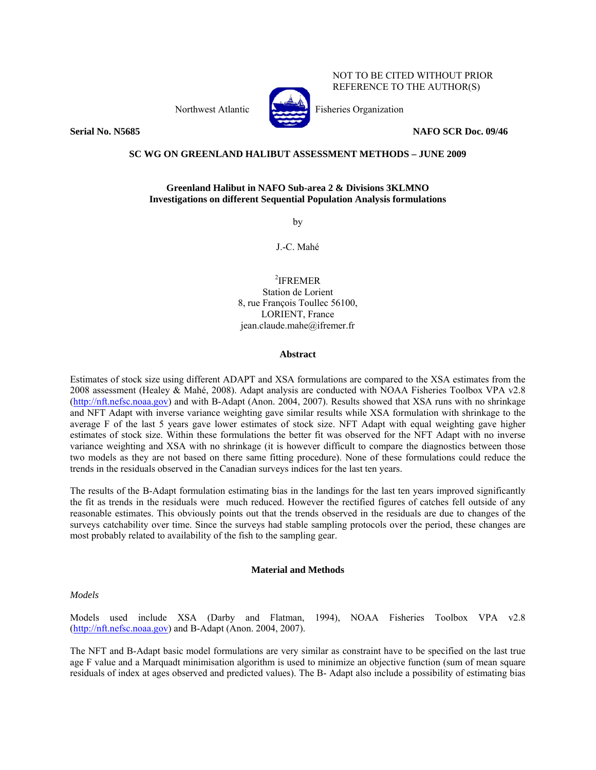NOT TO BE CITED WITHOUT PRIOR REFERENCE TO THE AUTHOR(S)

Northwest Atlantic Fisheries Organization

**Serial No. N5685** **NAFO SCR Doc. 09/46**

**SC WG ON GREENLAND HALIBUT ASSESSMENT METHODS – JUNE 2009**

**Greenland Halibut in NAFO Sub-area 2 & Divisions 3KLMNO**
**Investigations on different Sequential Population Analysis formulations**

by

J.-C. Mahé

[2]IFREMER
Station de Lorient
8, rue François Toullec 56100,
LORIENT, France
jean.claude.mahe@ifremer.fr

**Abstract**

Estimates of stock size using different ADAPT and XSA formulations are compared to the XSA estimates from the 2008 assessment (Healey & Mahé, 2008). Adapt analysis are conducted with NOAA Fisheries Toolbox VPA v2.8 (http://nft.nefsc.noaa.gov) and with B-Adapt (Anon. 2004, 2007). Results showed that XSA runs with no shrinkage and NFT Adapt with inverse variance weighting gave similar results while XSA formulation with shrinkage to the average F of the last 5 years gave lower estimates of stock size. NFT Adapt with equal weighting gave higher estimates of stock size. Within these formulations the better fit was observed for the NFT Adapt with no inverse variance weighting and XSA with no shrinkage (it is however difficult to compare the diagnostics between those two models as they are not based on there same fitting procedure). None of these formulations could reduce the trends in the residuals observed in the Canadian surveys indices for the last ten years.

The results of the B-Adapt formulation estimating bias in the landings for the last ten years improved significantly the fit as trends in the residuals were much reduced. However the rectified figures of catches fell outside of any reasonable estimates. This obviously points out that the trends observed in the residuals are due to changes of the surveys catchability over time. Since the surveys had stable sampling protocols over the period, these changes are most probably related to availability of the fish to the sampling gear.

**Material and Methods**

*Models*

Models used include XSA (Darby and Flatman, 1994), NOAA Fisheries Toolbox VPA v2.8 (http://nft.nefsc.noaa.gov) and B-Adapt (Anon. 2004, 2007).

The NFT and B-Adapt basic model formulations are very similar as constraint have to be specified on the last true age F value and a Marquadt minimisation algorithm is used to minimize an objective function (sum of mean square residuals of index at ages observed and predicted values). The B- Adapt also include a possibility of estimating bias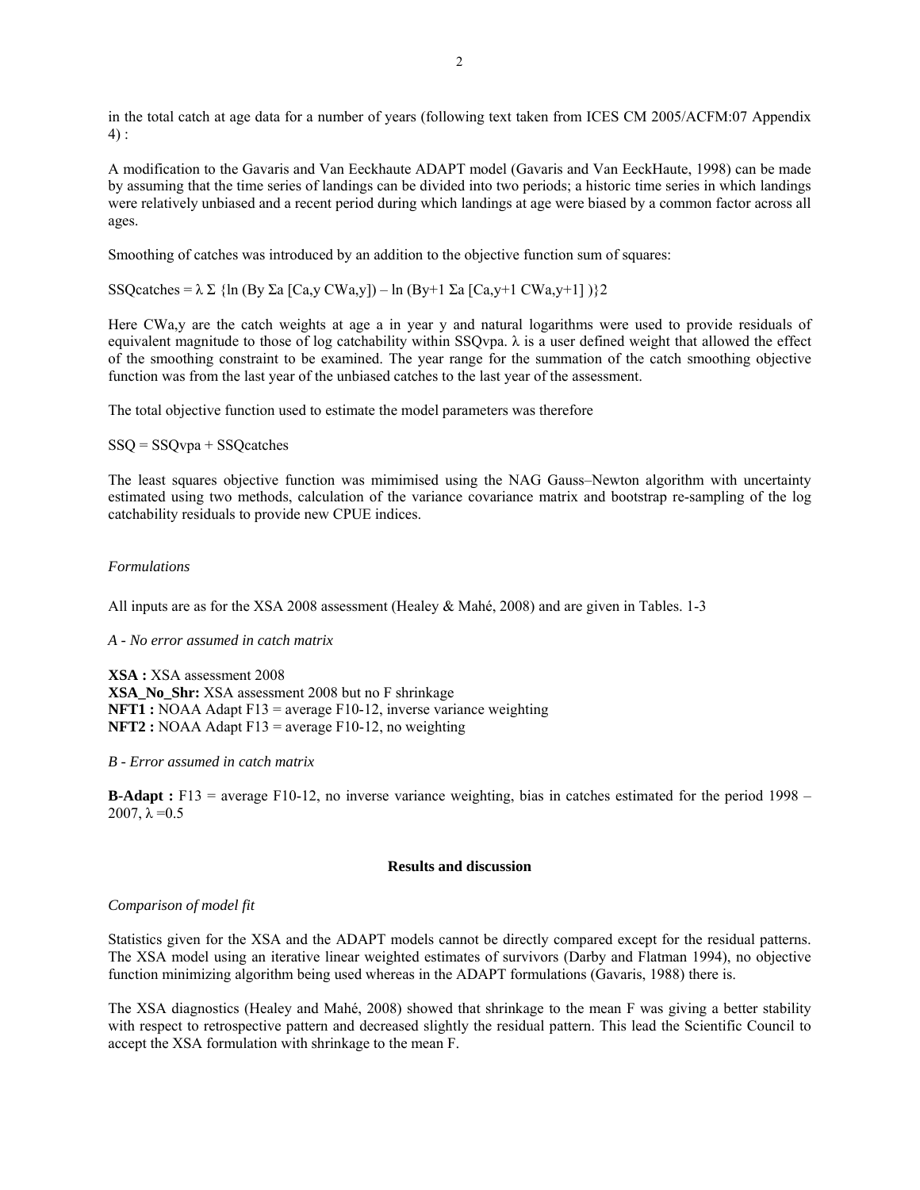in the total catch at age data for a number of years (following text taken from ICES CM 2005/ACFM:07 Appendix 4) :

A modification to the Gavaris and Van Eeckhaute ADAPT model (Gavaris and Van EeckHaute, 1998) can be made by assuming that the time series of landings can be divided into two periods; a historic time series in which landings were relatively unbiased and a recent period during which landings at age were biased by a common factor across all ages.

Smoothing of catches was introduced by an addition to the objective function sum of squares:

$$SSQcatches = \lambda \Sigma \{\ln (B_y \Sigma_a [C_{a,y} CW_{a,y}]) - \ln (B_{y+1} \Sigma_a [C_{a,y+1} CW_{a,y+1}] )\}^2$$

Here $CW_{a,y}$ are the catch weights at age a in year y and natural logarithms were used to provide residuals of equivalent magnitude to those of log catchability within SSQvpa. $\lambda$ is a user defined weight that allowed the effect of the smoothing constraint to be examined. The year range for the summation of the catch smoothing objective function was from the last year of the unbiased catches to the last year of the assessment.

The total objective function used to estimate the model parameters was therefore

$$SSQ = SSQvpa + SSQcatches$$

The least squares objective function was mimimised using the NAG Gauss–Newton algorithm with uncertainty estimated using two methods, calculation of the variance covariance matrix and bootstrap re-sampling of the log catchability residuals to provide new CPUE indices.

*Formulations*

All inputs are as for the XSA 2008 assessment (Healey & Mahé, 2008) and are given in Tables. 1-3

*A - No error assumed in catch matrix*

**XSA :** XSA assessment 2008
**XSA_No_Shr:** XSA assessment 2008 but no F shrinkage
**NFT1 :** NOAA Adapt F13 = average F10-12, inverse variance weighting
**NFT2 :** NOAA Adapt F13 = average F10-12, no weighting

*B - Error assumed in catch matrix*

**B-Adapt :** F13 = average F10-12, no inverse variance weighting, bias in catches estimated for the period 1998 – 2007, $\lambda$ =0.5

## Results and discussion

*Comparison of model fit*

Statistics given for the XSA and the ADAPT models cannot be directly compared except for the residual patterns. The XSA model using an iterative linear weighted estimates of survivors (Darby and Flatman 1994), no objective function minimizing algorithm being used whereas in the ADAPT formulations (Gavaris, 1988) there is.

The XSA diagnostics (Healey and Mahé, 2008) showed that shrinkage to the mean F was giving a better stability with respect to retrospective pattern and decreased slightly the residual pattern. This lead the Scientific Council to accept the XSA formulation with shrinkage to the mean F.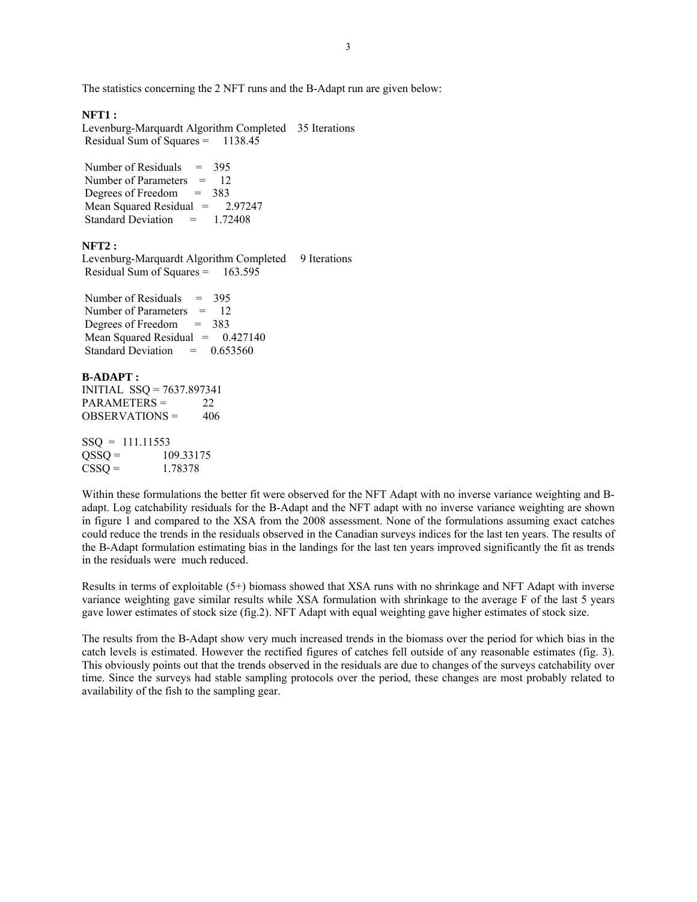The statistics concerning the 2 NFT runs and the B-Adapt run are given below:

**NFT1 :**

Levenburg-Marquardt Algorithm Completed 35 Iterations
Residual Sum of Squares = 1138.45

Number of Residuals = 395
Number of Parameters = 12
Degrees of Freedom = 383
Mean Squared Residual = 2.97247
Standard Deviation = 1.72408

**NFT2 :**

Levenburg-Marquardt Algorithm Completed 9 Iterations
Residual Sum of Squares = 163.595

Number of Residuals = 395
Number of Parameters = 12
Degrees of Freedom = 383
Mean Squared Residual = 0.427140
Standard Deviation = 0.653560

**B-ADAPT :**

INITIAL SSQ = 7637.897341
PARAMETERS = 22
OBSERVATIONS = 406

SSQ = 111.11553
QSSQ = 109.33175
CSSQ = 1.78378

Within these formulations the better fit were observed for the NFT Adapt with no inverse variance weighting and B-adapt. Log catchability residuals for the B-Adapt and the NFT adapt with no inverse variance weighting are shown in figure 1 and compared to the XSA from the 2008 assessment. None of the formulations assuming exact catches could reduce the trends in the residuals observed in the Canadian surveys indices for the last ten years. The results of the B-Adapt formulation estimating bias in the landings for the last ten years improved significantly the fit as trends in the residuals were much reduced.

Results in terms of exploitable (5+) biomass showed that XSA runs with no shrinkage and NFT Adapt with inverse variance weighting gave similar results while XSA formulation with shrinkage to the average F of the last 5 years gave lower estimates of stock size (fig.2). NFT Adapt with equal weighting gave higher estimates of stock size.

The results from the B-Adapt show very much increased trends in the biomass over the period for which bias in the catch levels is estimated. However the rectified figures of catches fell outside of any reasonable estimates (fig. 3). This obviously points out that the trends observed in the residuals are due to changes of the surveys catchability over time. Since the surveys had stable sampling protocols over the period, these changes are most probably related to availability of the fish to the sampling gear.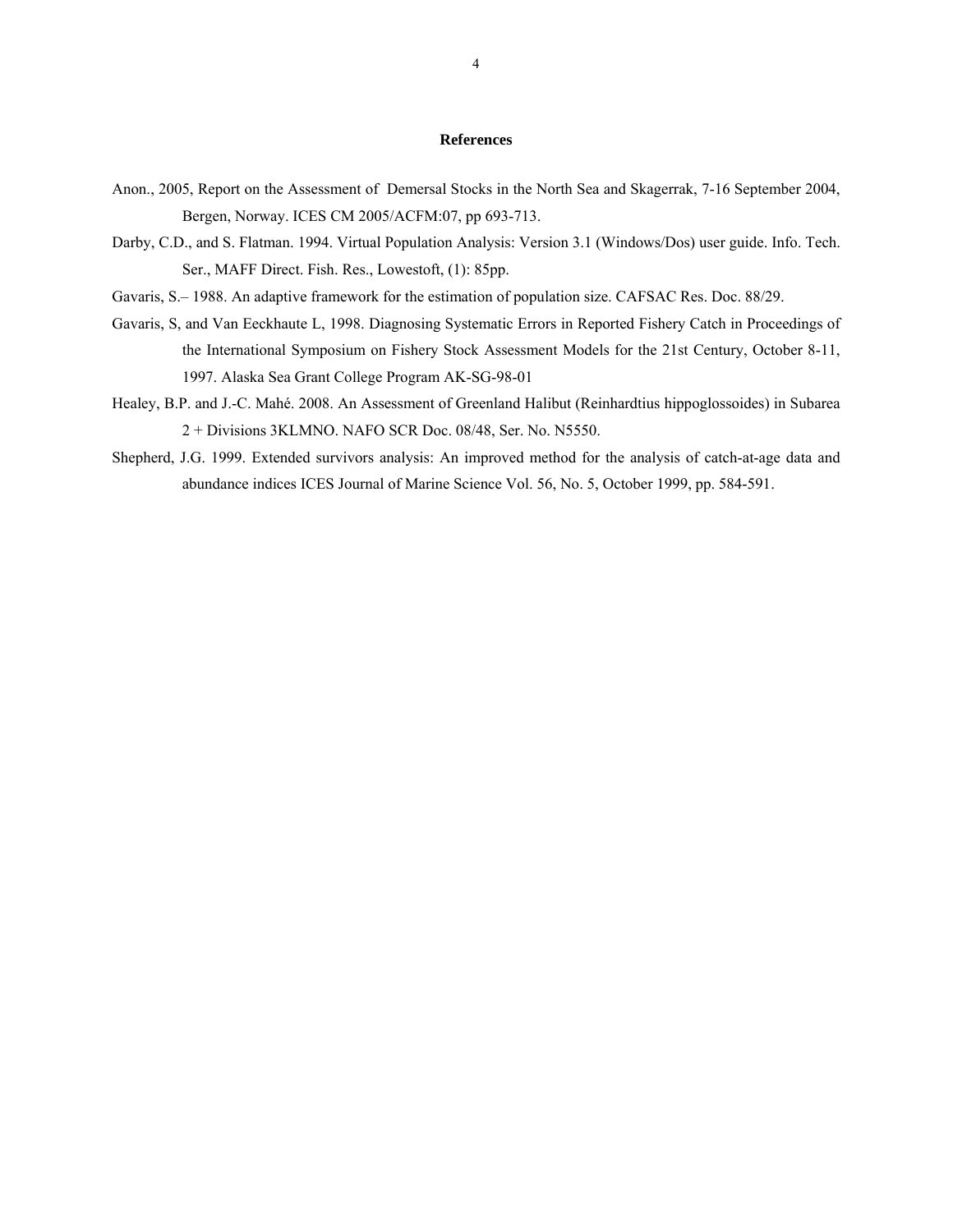## References

Anon., 2005, Report on the Assessment of Demersal Stocks in the North Sea and Skagerrak, 7-16 September 2004, Bergen, Norway. ICES CM 2005/ACFM:07, pp 693-713.

Darby, C.D., and S. Flatman. 1994. Virtual Population Analysis: Version 3.1 (Windows/Dos) user guide. Info. Tech. Ser., MAFF Direct. Fish. Res., Lowestoft, (1): 85pp.

Gavaris, S.– 1988. An adaptive framework for the estimation of population size. CAFSAC Res. Doc. 88/29.

Gavaris, S, and Van Eeckhaute L, 1998. Diagnosing Systematic Errors in Reported Fishery Catch in Proceedings of the International Symposium on Fishery Stock Assessment Models for the 21st Century, October 8-11, 1997. Alaska Sea Grant College Program AK-SG-98-01

Healey, B.P. and J.-C. Mahé. 2008. An Assessment of Greenland Halibut (Reinhardtius hippoglossoides) in Subarea 2 + Divisions 3KLMNO. NAFO SCR Doc. 08/48, Ser. No. N5550.

Shepherd, J.G. 1999. Extended survivors analysis: An improved method for the analysis of catch-at-age data and abundance indices ICES Journal of Marine Science Vol. 56, No. 5, October 1999, pp. 584-591.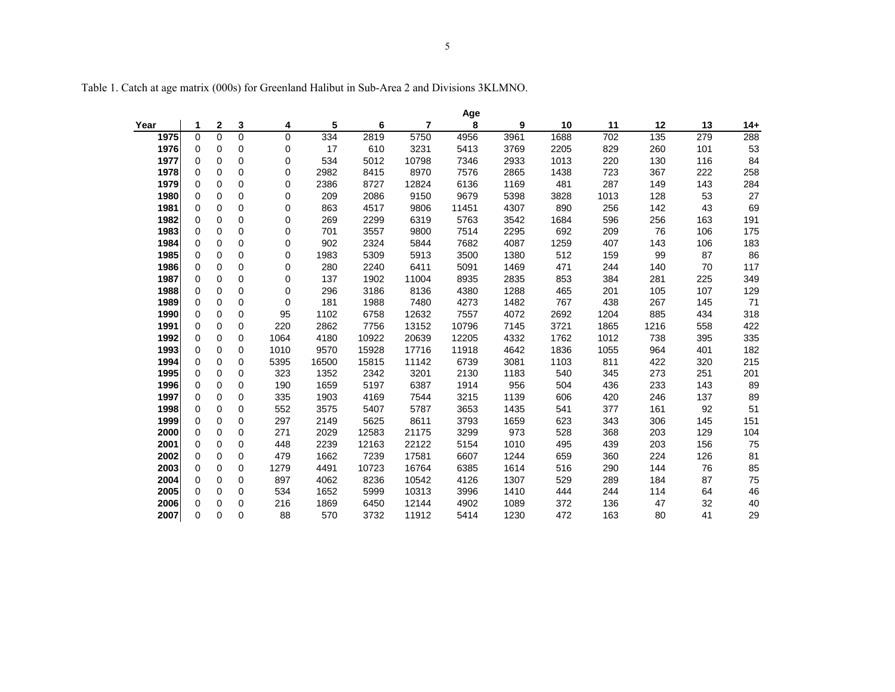Table 1. Catch at age matrix (000s) for Greenland Halibut in Sub-Area 2 and Divisions 3KLMNO.

| | Age | | | | | | | | | | | | | |
|---|---|---|---|---|---|---|---|---|---|---|---|---|---|---|
| **Year** | **1** | **2** | **3** | **4** | **5** | **6** | **7** | **8** | **9** | **10** | **11** | **12** | **13** | **14+** |
| **1975** | 0 | 0 | 0 | 0 | 334 | 2819 | 5750 | 4956 | 3961 | 1688 | 702 | 135 | 279 | 288 |
| **1976** | 0 | 0 | 0 | 0 | 17 | 610 | 3231 | 5413 | 3769 | 2205 | 829 | 260 | 101 | 53 |
| **1977** | 0 | 0 | 0 | 0 | 534 | 5012 | 10798 | 7346 | 2933 | 1013 | 220 | 130 | 116 | 84 |
| **1978** | 0 | 0 | 0 | 0 | 2982 | 8415 | 8970 | 7576 | 2865 | 1438 | 723 | 367 | 222 | 258 |
| **1979** | 0 | 0 | 0 | 0 | 2386 | 8727 | 12824 | 6136 | 1169 | 481 | 287 | 149 | 143 | 284 |
| **1980** | 0 | 0 | 0 | 0 | 209 | 2086 | 9150 | 9679 | 5398 | 3828 | 1013 | 128 | 53 | 27 |
| **1981** | 0 | 0 | 0 | 0 | 863 | 4517 | 9806 | 11451 | 4307 | 890 | 256 | 142 | 43 | 69 |
| **1982** | 0 | 0 | 0 | 0 | 269 | 2299 | 6319 | 5763 | 3542 | 1684 | 596 | 256 | 163 | 191 |
| **1983** | 0 | 0 | 0 | 0 | 701 | 3557 | 9800 | 7514 | 2295 | 692 | 209 | 76 | 106 | 175 |
| **1984** | 0 | 0 | 0 | 0 | 902 | 2324 | 5844 | 7682 | 4087 | 1259 | 407 | 143 | 106 | 183 |
| **1985** | 0 | 0 | 0 | 0 | 1983 | 5309 | 5913 | 3500 | 1380 | 512 | 159 | 99 | 87 | 86 |
| **1986** | 0 | 0 | 0 | 0 | 280 | 2240 | 6411 | 5091 | 1469 | 471 | 244 | 140 | 70 | 117 |
| **1987** | 0 | 0 | 0 | 0 | 137 | 1902 | 11004 | 8935 | 2835 | 853 | 384 | 281 | 225 | 349 |
| **1988** | 0 | 0 | 0 | 0 | 296 | 3186 | 8136 | 4380 | 1288 | 465 | 201 | 105 | 107 | 129 |
| **1989** | 0 | 0 | 0 | 0 | 181 | 1988 | 7480 | 4273 | 1482 | 767 | 438 | 267 | 145 | 71 |
| **1990** | 0 | 0 | 0 | 95 | 1102 | 6758 | 12632 | 7557 | 4072 | 2692 | 1204 | 885 | 434 | 318 |
| **1991** | 0 | 0 | 0 | 220 | 2862 | 7756 | 13152 | 10796 | 7145 | 3721 | 1865 | 1216 | 558 | 422 |
| **1992** | 0 | 0 | 0 | 1064 | 4180 | 10922 | 20639 | 12205 | 4332 | 1762 | 1012 | 738 | 395 | 335 |
| **1993** | 0 | 0 | 0 | 1010 | 9570 | 15928 | 17716 | 11918 | 4642 | 1836 | 1055 | 964 | 401 | 182 |
| **1994** | 0 | 0 | 0 | 5395 | 16500 | 15815 | 11142 | 6739 | 3081 | 1103 | 811 | 422 | 320 | 215 |
| **1995** | 0 | 0 | 0 | 323 | 1352 | 2342 | 3201 | 2130 | 1183 | 540 | 345 | 273 | 251 | 201 |
| **1996** | 0 | 0 | 0 | 190 | 1659 | 5197 | 6387 | 1914 | 956 | 504 | 436 | 233 | 143 | 89 |
| **1997** | 0 | 0 | 0 | 335 | 1903 | 4169 | 7544 | 3215 | 1139 | 606 | 420 | 246 | 137 | 89 |
| **1998** | 0 | 0 | 0 | 552 | 3575 | 5407 | 5787 | 3653 | 1435 | 541 | 377 | 161 | 92 | 51 |
| **1999** | 0 | 0 | 0 | 297 | 2149 | 5625 | 8611 | 3793 | 1659 | 623 | 343 | 306 | 145 | 151 |
| **2000** | 0 | 0 | 0 | 271 | 2029 | 12583 | 21175 | 3299 | 973 | 528 | 368 | 203 | 129 | 104 |
| **2001** | 0 | 0 | 0 | 448 | 2239 | 12163 | 22122 | 5154 | 1010 | 495 | 439 | 203 | 156 | 75 |
| **2002** | 0 | 0 | 0 | 479 | 1662 | 7239 | 17581 | 6607 | 1244 | 659 | 360 | 224 | 126 | 81 |
| **2003** | 0 | 0 | 0 | 1279 | 4491 | 10723 | 16764 | 6385 | 1614 | 516 | 290 | 144 | 76 | 85 |
| **2004** | 0 | 0 | 0 | 897 | 4062 | 8236 | 10542 | 4126 | 1307 | 529 | 289 | 184 | 87 | 75 |
| **2005** | 0 | 0 | 0 | 534 | 1652 | 5999 | 10313 | 3996 | 1410 | 444 | 244 | 114 | 64 | 46 |
| **2006** | 0 | 0 | 0 | 216 | 1869 | 6450 | 12144 | 4902 | 1089 | 372 | 136 | 47 | 32 | 40 |
| **2007** | 0 | 0 | 0 | 88 | 570 | 3732 | 11912 | 5414 | 1230 | 472 | 163 | 80 | 41 | 29 |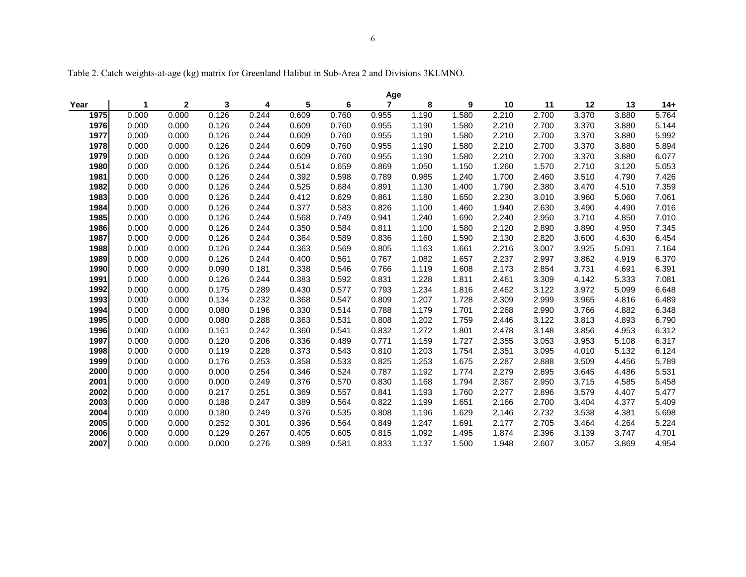Table 2. Catch weights-at-age (kg) matrix for Greenland Halibut in Sub-Area 2 and Divisions 3KLMNO.

| Year | Age 1 | 2 | 3 | 4 | 5 | 6 | 7 | 8 | 9 | 10 | 11 | 12 | 13 | 14+ |
|---|---|---|---|---|---|---|---|---|---|---|---|---|---|---|
| 1975 | 0.000 | 0.000 | 0.126 | 0.244 | 0.609 | 0.760 | 0.955 | 1.190 | 1.580 | 2.210 | 2.700 | 3.370 | 3.880 | 5.764 |
| 1976 | 0.000 | 0.000 | 0.126 | 0.244 | 0.609 | 0.760 | 0.955 | 1.190 | 1.580 | 2.210 | 2.700 | 3.370 | 3.880 | 5.144 |
| 1977 | 0.000 | 0.000 | 0.126 | 0.244 | 0.609 | 0.760 | 0.955 | 1.190 | 1.580 | 2.210 | 2.700 | 3.370 | 3.880 | 5.992 |
| 1978 | 0.000 | 0.000 | 0.126 | 0.244 | 0.609 | 0.760 | 0.955 | 1.190 | 1.580 | 2.210 | 2.700 | 3.370 | 3.880 | 5.894 |
| 1979 | 0.000 | 0.000 | 0.126 | 0.244 | 0.609 | 0.760 | 0.955 | 1.190 | 1.580 | 2.210 | 2.700 | 3.370 | 3.880 | 6.077 |
| 1980 | 0.000 | 0.000 | 0.126 | 0.244 | 0.514 | 0.659 | 0.869 | 1.050 | 1.150 | 1.260 | 1.570 | 2.710 | 3.120 | 5.053 |
| 1981 | 0.000 | 0.000 | 0.126 | 0.244 | 0.392 | 0.598 | 0.789 | 0.985 | 1.240 | 1.700 | 2.460 | 3.510 | 4.790 | 7.426 |
| 1982 | 0.000 | 0.000 | 0.126 | 0.244 | 0.525 | 0.684 | 0.891 | 1.130 | 1.400 | 1.790 | 2.380 | 3.470 | 4.510 | 7.359 |
| 1983 | 0.000 | 0.000 | 0.126 | 0.244 | 0.412 | 0.629 | 0.861 | 1.180 | 1.650 | 2.230 | 3.010 | 3.960 | 5.060 | 7.061 |
| 1984 | 0.000 | 0.000 | 0.126 | 0.244 | 0.377 | 0.583 | 0.826 | 1.100 | 1.460 | 1.940 | 2.630 | 3.490 | 4.490 | 7.016 |
| 1985 | 0.000 | 0.000 | 0.126 | 0.244 | 0.568 | 0.749 | 0.941 | 1.240 | 1.690 | 2.240 | 2.950 | 3.710 | 4.850 | 7.010 |
| 1986 | 0.000 | 0.000 | 0.126 | 0.244 | 0.350 | 0.584 | 0.811 | 1.100 | 1.580 | 2.120 | 2.890 | 3.890 | 4.950 | 7.345 |
| 1987 | 0.000 | 0.000 | 0.126 | 0.244 | 0.364 | 0.589 | 0.836 | 1.160 | 1.590 | 2.130 | 2.820 | 3.600 | 4.630 | 6.454 |
| 1988 | 0.000 | 0.000 | 0.126 | 0.244 | 0.363 | 0.569 | 0.805 | 1.163 | 1.661 | 2.216 | 3.007 | 3.925 | 5.091 | 7.164 |
| 1989 | 0.000 | 0.000 | 0.126 | 0.244 | 0.400 | 0.561 | 0.767 | 1.082 | 1.657 | 2.237 | 2.997 | 3.862 | 4.919 | 6.370 |
| 1990 | 0.000 | 0.000 | 0.090 | 0.181 | 0.338 | 0.546 | 0.766 | 1.119 | 1.608 | 2.173 | 2.854 | 3.731 | 4.691 | 6.391 |
| 1991 | 0.000 | 0.000 | 0.126 | 0.244 | 0.383 | 0.592 | 0.831 | 1.228 | 1.811 | 2.461 | 3.309 | 4.142 | 5.333 | 7.081 |
| 1992 | 0.000 | 0.000 | 0.175 | 0.289 | 0.430 | 0.577 | 0.793 | 1.234 | 1.816 | 2.462 | 3.122 | 3.972 | 5.099 | 6.648 |
| 1993 | 0.000 | 0.000 | 0.134 | 0.232 | 0.368 | 0.547 | 0.809 | 1.207 | 1.728 | 2.309 | 2.999 | 3.965 | 4.816 | 6.489 |
| 1994 | 0.000 | 0.000 | 0.080 | 0.196 | 0.330 | 0.514 | 0.788 | 1.179 | 1.701 | 2.268 | 2.990 | 3.766 | 4.882 | 6.348 |
| 1995 | 0.000 | 0.000 | 0.080 | 0.288 | 0.363 | 0.531 | 0.808 | 1.202 | 1.759 | 2.446 | 3.122 | 3.813 | 4.893 | 6.790 |
| 1996 | 0.000 | 0.000 | 0.161 | 0.242 | 0.360 | 0.541 | 0.832 | 1.272 | 1.801 | 2.478 | 3.148 | 3.856 | 4.953 | 6.312 |
| 1997 | 0.000 | 0.000 | 0.120 | 0.206 | 0.336 | 0.489 | 0.771 | 1.159 | 1.727 | 2.355 | 3.053 | 3.953 | 5.108 | 6.317 |
| 1998 | 0.000 | 0.000 | 0.119 | 0.228 | 0.373 | 0.543 | 0.810 | 1.203 | 1.754 | 2.351 | 3.095 | 4.010 | 5.132 | 6.124 |
| 1999 | 0.000 | 0.000 | 0.176 | 0.253 | 0.358 | 0.533 | 0.825 | 1.253 | 1.675 | 2.287 | 2.888 | 3.509 | 4.456 | 5.789 |
| 2000 | 0.000 | 0.000 | 0.000 | 0.254 | 0.346 | 0.524 | 0.787 | 1.192 | 1.774 | 2.279 | 2.895 | 3.645 | 4.486 | 5.531 |
| 2001 | 0.000 | 0.000 | 0.000 | 0.249 | 0.376 | 0.570 | 0.830 | 1.168 | 1.794 | 2.367 | 2.950 | 3.715 | 4.585 | 5.458 |
| 2002 | 0.000 | 0.000 | 0.217 | 0.251 | 0.369 | 0.557 | 0.841 | 1.193 | 1.760 | 2.277 | 2.896 | 3.579 | 4.407 | 5.477 |
| 2003 | 0.000 | 0.000 | 0.188 | 0.247 | 0.389 | 0.564 | 0.822 | 1.199 | 1.651 | 2.166 | 2.700 | 3.404 | 4.377 | 5.409 |
| 2004 | 0.000 | 0.000 | 0.180 | 0.249 | 0.376 | 0.535 | 0.808 | 1.196 | 1.629 | 2.146 | 2.732 | 3.538 | 4.381 | 5.698 |
| 2005 | 0.000 | 0.000 | 0.252 | 0.301 | 0.396 | 0.564 | 0.849 | 1.247 | 1.691 | 2.177 | 2.705 | 3.464 | 4.264 | 5.224 |
| 2006 | 0.000 | 0.000 | 0.129 | 0.267 | 0.405 | 0.605 | 0.815 | 1.092 | 1.495 | 1.874 | 2.396 | 3.139 | 3.747 | 4.701 |
| 2007 | 0.000 | 0.000 | 0.000 | 0.276 | 0.389 | 0.581 | 0.833 | 1.137 | 1.500 | 1.948 | 2.607 | 3.057 | 3.869 | 4.954 |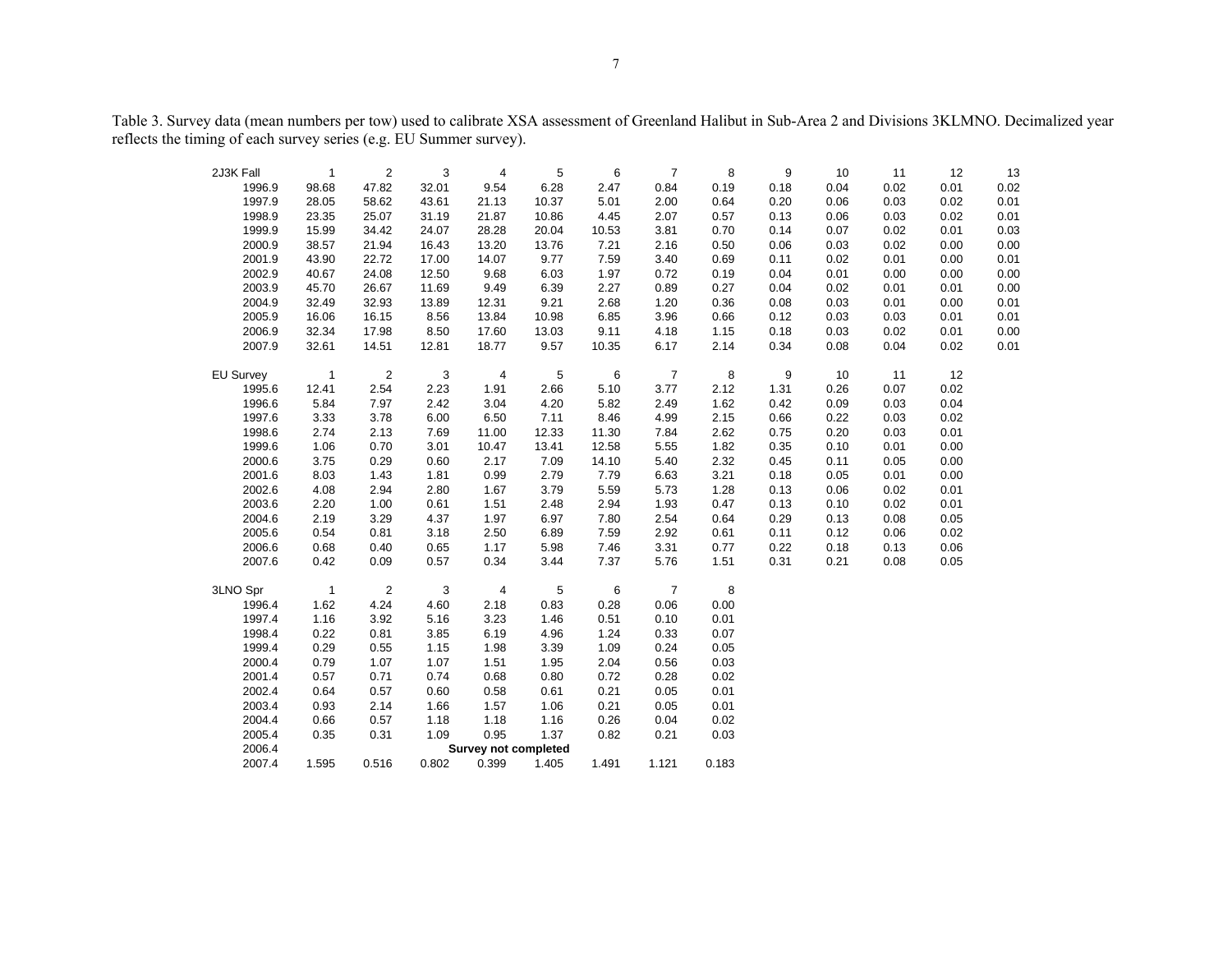Table 3. Survey data (mean numbers per tow) used to calibrate XSA assessment of Greenland Halibut in Sub-Area 2 and Divisions 3KLMNO. Decimalized year reflects the timing of each survey series (e.g. EU Summer survey).

| 2J3K Fall | 1 | 2 | 3 | 4 | 5 | 6 | 7 | 8 | 9 | 10 | 11 | 12 | 13 |
|---|---|---|---|---|---|---|---|---|---|---|---|---|---|
| 1996.9 | 98.68 | 47.82 | 32.01 | 9.54 | 6.28 | 2.47 | 0.84 | 0.19 | 0.18 | 0.04 | 0.02 | 0.01 | 0.02 |
| 1997.9 | 28.05 | 58.62 | 43.61 | 21.13 | 10.37 | 5.01 | 2.00 | 0.64 | 0.20 | 0.06 | 0.03 | 0.02 | 0.01 |
| 1998.9 | 23.35 | 25.07 | 31.19 | 21.87 | 10.86 | 4.45 | 2.07 | 0.57 | 0.13 | 0.06 | 0.03 | 0.02 | 0.01 |
| 1999.9 | 15.99 | 34.42 | 24.07 | 28.28 | 20.04 | 10.53 | 3.81 | 0.70 | 0.14 | 0.07 | 0.02 | 0.01 | 0.03 |
| 2000.9 | 38.57 | 21.94 | 16.43 | 13.20 | 13.76 | 7.21 | 2.16 | 0.50 | 0.06 | 0.03 | 0.02 | 0.00 | 0.00 |
| 2001.9 | 43.90 | 22.72 | 17.00 | 14.07 | 9.77 | 7.59 | 3.40 | 0.69 | 0.11 | 0.02 | 0.01 | 0.00 | 0.01 |
| 2002.9 | 40.67 | 24.08 | 12.50 | 9.68 | 6.03 | 1.97 | 0.72 | 0.19 | 0.04 | 0.01 | 0.00 | 0.00 | 0.00 |
| 2003.9 | 45.70 | 26.67 | 11.69 | 9.49 | 6.39 | 2.27 | 0.89 | 0.27 | 0.04 | 0.02 | 0.01 | 0.01 | 0.00 |
| 2004.9 | 32.49 | 32.93 | 13.89 | 12.31 | 9.21 | 2.68 | 1.20 | 0.36 | 0.08 | 0.03 | 0.01 | 0.00 | 0.01 |
| 2005.9 | 16.06 | 16.15 | 8.56 | 13.84 | 10.98 | 6.85 | 3.96 | 0.66 | 0.12 | 0.03 | 0.03 | 0.01 | 0.01 |
| 2006.9 | 32.34 | 17.98 | 8.50 | 17.60 | 13.03 | 9.11 | 4.18 | 1.15 | 0.18 | 0.03 | 0.02 | 0.01 | 0.00 |
| 2007.9 | 32.61 | 14.51 | 12.81 | 18.77 | 9.57 | 10.35 | 6.17 | 2.14 | 0.34 | 0.08 | 0.04 | 0.02 | 0.01 |

| EU Survey | 1 | 2 | 3 | 4 | 5 | 6 | 7 | 8 | 9 | 10 | 11 | 12 |
|---|---|---|---|---|---|---|---|---|---|---|---|---|
| 1995.6 | 12.41 | 2.54 | 2.23 | 1.91 | 2.66 | 5.10 | 3.77 | 2.12 | 1.31 | 0.26 | 0.07 | 0.02 |
| 1996.6 | 5.84 | 7.97 | 2.42 | 3.04 | 4.20 | 5.82 | 2.49 | 1.62 | 0.42 | 0.09 | 0.03 | 0.04 |
| 1997.6 | 3.33 | 3.78 | 6.00 | 6.50 | 7.11 | 8.46 | 4.99 | 2.15 | 0.66 | 0.22 | 0.03 | 0.02 |
| 1998.6 | 2.74 | 2.13 | 7.69 | 11.00 | 12.33 | 11.30 | 7.84 | 2.62 | 0.75 | 0.20 | 0.03 | 0.01 |
| 1999.6 | 1.06 | 0.70 | 3.01 | 10.47 | 13.41 | 12.58 | 5.55 | 1.82 | 0.35 | 0.10 | 0.01 | 0.00 |
| 2000.6 | 3.75 | 0.29 | 0.60 | 2.17 | 7.09 | 14.10 | 5.40 | 2.32 | 0.45 | 0.11 | 0.05 | 0.00 |
| 2001.6 | 8.03 | 1.43 | 1.81 | 0.99 | 2.79 | 7.79 | 6.63 | 3.21 | 0.18 | 0.05 | 0.01 | 0.00 |
| 2002.6 | 4.08 | 2.94 | 2.80 | 1.67 | 3.79 | 5.59 | 5.73 | 1.28 | 0.13 | 0.06 | 0.02 | 0.01 |
| 2003.6 | 2.20 | 1.00 | 0.61 | 1.51 | 2.48 | 2.94 | 1.93 | 0.47 | 0.13 | 0.10 | 0.02 | 0.01 |
| 2004.6 | 2.19 | 3.29 | 4.37 | 1.97 | 6.97 | 7.80 | 2.54 | 0.64 | 0.29 | 0.13 | 0.08 | 0.05 |
| 2005.6 | 0.54 | 0.81 | 3.18 | 2.50 | 6.89 | 7.59 | 2.92 | 0.61 | 0.11 | 0.12 | 0.06 | 0.02 |
| 2006.6 | 0.68 | 0.40 | 0.65 | 1.17 | 5.98 | 7.46 | 3.31 | 0.77 | 0.22 | 0.18 | 0.13 | 0.06 |
| 2007.6 | 0.42 | 0.09 | 0.57 | 0.34 | 3.44 | 7.37 | 5.76 | 1.51 | 0.31 | 0.21 | 0.08 | 0.05 |

| 3LNO Spr | 1 | 2 | 3 | 4 | 5 | 6 | 7 | 8 |
|---|---|---|---|---|---|---|---|---|
| 1996.4 | 1.62 | 4.24 | 4.60 | 2.18 | 0.83 | 0.28 | 0.06 | 0.00 |
| 1997.4 | 1.16 | 3.92 | 5.16 | 3.23 | 1.46 | 0.51 | 0.10 | 0.01 |
| 1998.4 | 0.22 | 0.81 | 3.85 | 6.19 | 4.96 | 1.24 | 0.33 | 0.07 |
| 1999.4 | 0.29 | 0.55 | 1.15 | 1.98 | 3.39 | 1.09 | 0.24 | 0.05 |
| 2000.4 | 0.79 | 1.07 | 1.07 | 1.51 | 1.95 | 2.04 | 0.56 | 0.03 |
| 2001.4 | 0.57 | 0.71 | 0.74 | 0.68 | 0.80 | 0.72 | 0.28 | 0.02 |
| 2002.4 | 0.64 | 0.57 | 0.60 | 0.58 | 0.61 | 0.21 | 0.05 | 0.01 |
| 2003.4 | 0.93 | 2.14 | 1.66 | 1.57 | 1.06 | 0.21 | 0.05 | 0.01 |
| 2004.4 | 0.66 | 0.57 | 1.18 | 1.18 | 1.16 | 0.26 | 0.04 | 0.02 |
| 2005.4 | 0.35 | 0.31 | 1.09 | 0.95 | 1.37 | 0.82 | 0.21 | 0.03 |
| 2006.4 | | | **Survey not completed** | | | | | |
| 2007.4 | 1.595 | 0.516 | 0.802 | 0.399 | 1.405 | 1.491 | 1.121 | 0.183 |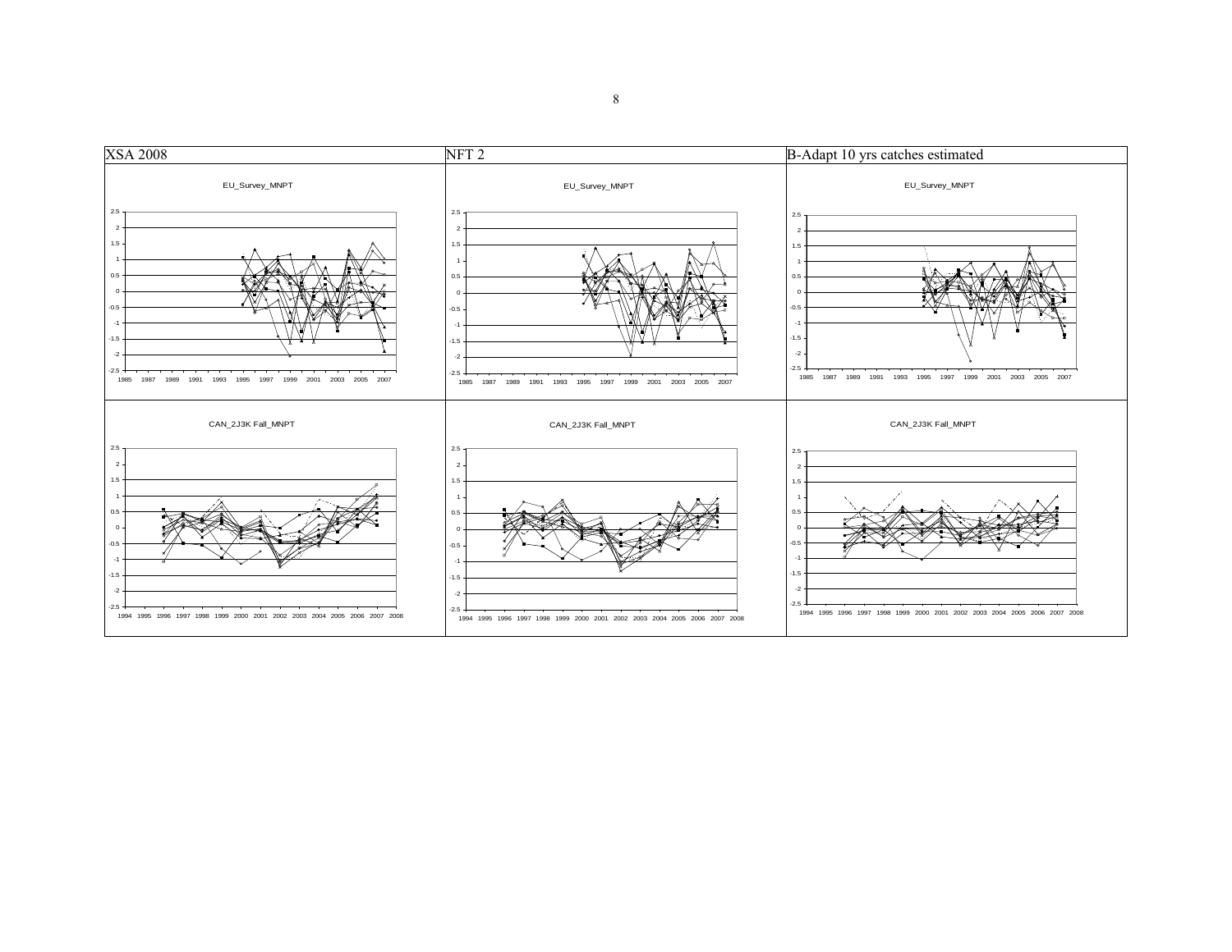| XSA 2008 | NFT 2 | B-Adapt 10 yrs catches estimated |
| --- | --- | --- |
| EU_Survey_MNPT | EU_Survey_MNPT | EU_Survey_MNPT |
| CAN_2J3K Fall_MNPT | CAN_2J3K Fall_MNPT | CAN_2J3K Fall_MNPT |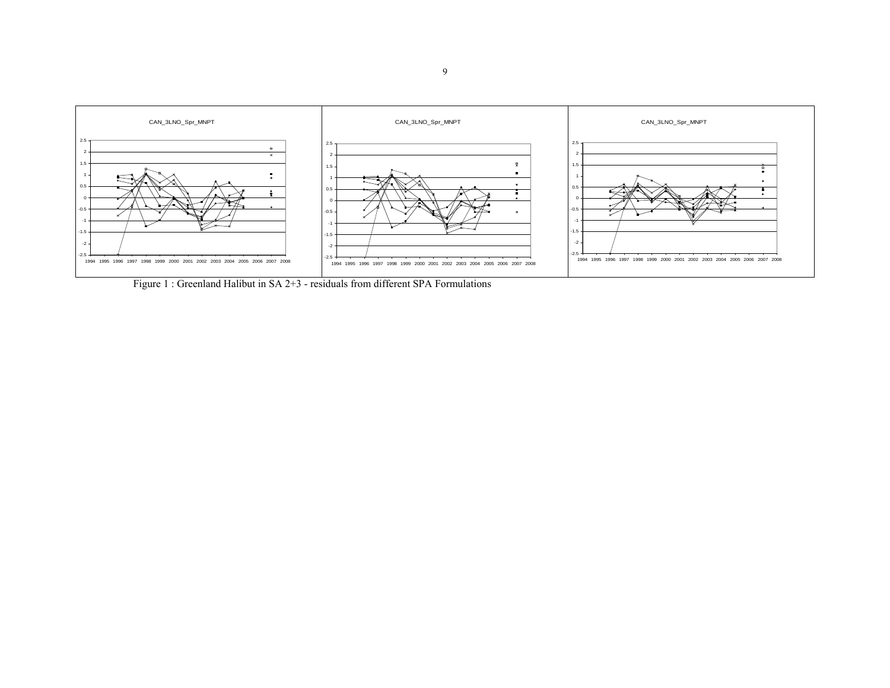CAN_3LNO_Spr_MNPT

CAN_3LNO_Spr_MNPT

CAN_3LNO_Spr_MNPT

Figure 1 : Greenland Halibut in SA 2+3 - residuals from different SPA Formulations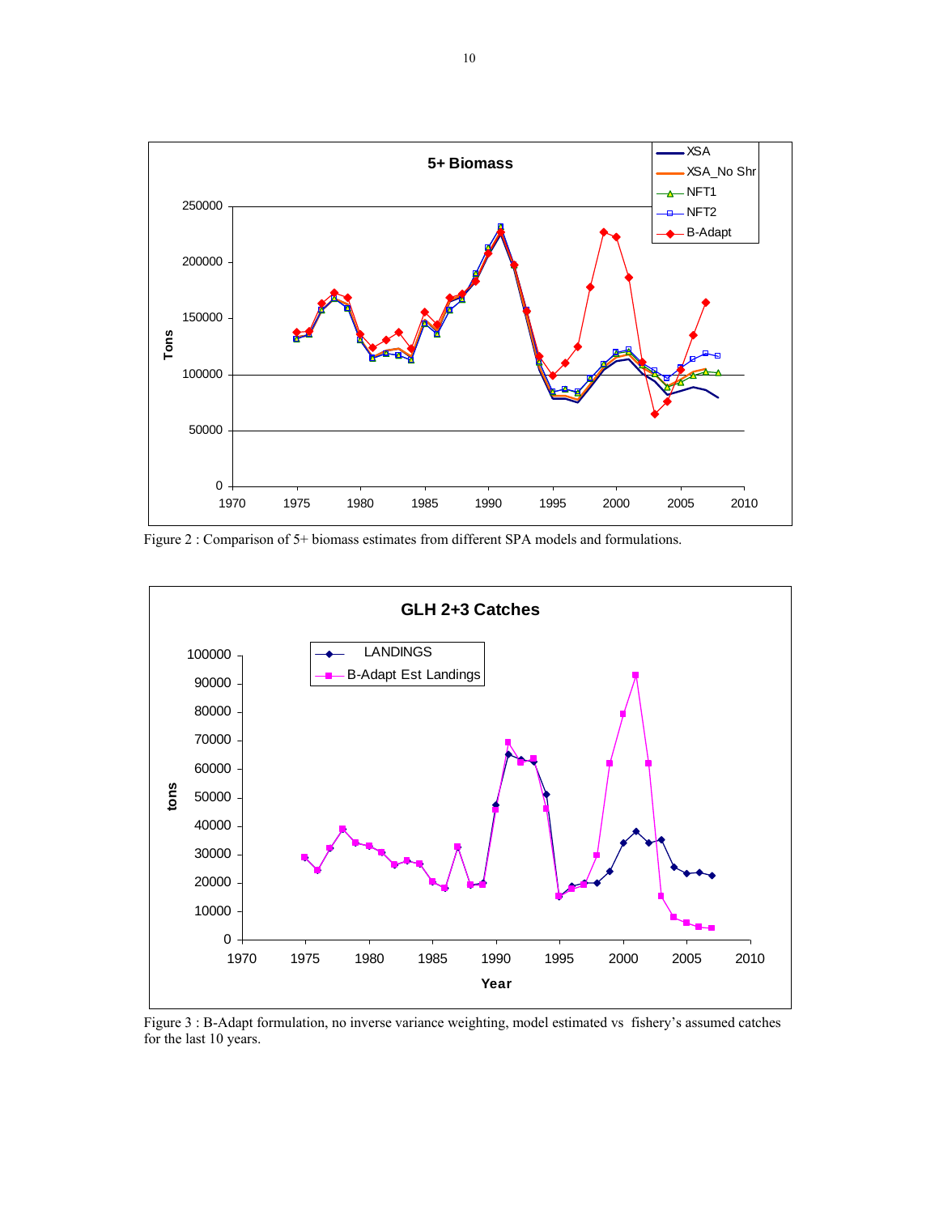5+ Biomass

XSA
XSA_No Shr
NFT1
NFT2
B-Adapt

Tons

250000
200000
150000
100000
50000
0

1970 1975 1980 1985 1990 1995 2000 2005 2010

Figure 2 : Comparison of 5+ biomass estimates from different SPA models and formulations.

GLH 2+3 Catches

LANDINGS
B-Adapt Est Landings

tons

100000
90000
80000
70000
60000
50000
40000
30000
20000
10000
0

1970 1975 1980 1985 1990 1995 2000 2005 2010

Year

Figure 3 : B-Adapt formulation, no inverse variance weighting, model estimated vs fishery's assumed catches for the last 10 years.